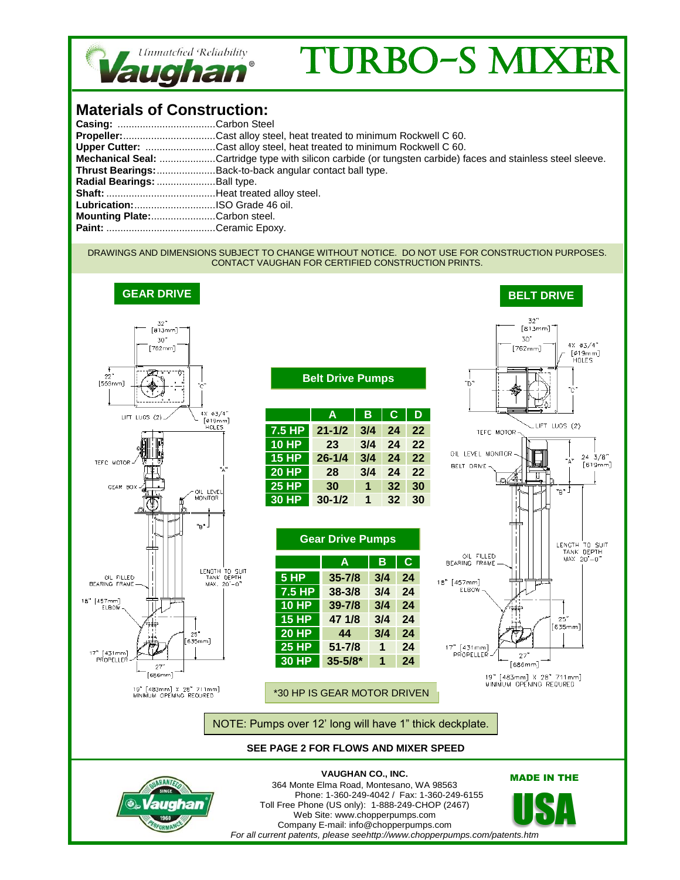# TURBO-S MIXER

## Materials of Construction:

**Casing:** ..................................Carbon Steel
**Propeller:**..................................Cast alloy steel, heat treated to minimum Rockwell C 60.
**Upper Cutter:** .........................Cast alloy steel, heat treated to minimum Rockwell C 60.
**Mechanical Seal:** ....................Cartridge type with silicon carbide (or tungsten carbide) faces and stainless steel sleeve.
**Thrust Bearings:**.....................Back-to-back angular contact ball type.
**Radial Bearings:** .....................Ball type.
**Shaft:** ........................................Heat treated alloy steel.
**Lubrication:**.............................ISO Grade 46 oil.
**Mounting Plate:**.......................Carbon steel.
**Paint:** .......................................Ceramic Epoxy.

DRAWINGS AND DIMENSIONS SUBJECT TO CHANGE WITHOUT NOTICE. DO NOT USE FOR CONSTRUCTION PURPOSES. CONTACT VAUGHAN FOR CERTIFIED CONSTRUCTION PRINTS.

### GEAR DRIVE

32" [813mm]
30" [762mm]
22" [559mm]
"C"
4X Ø3/4" [Ø19mm] HOLES
LIFT LUGS (2)
TEFC MOTOR
"A"
GEAR BOX
OIL LEVEL MONITOR
"B"
OIL FILLED BEARING FRAME
LENGTH TO SUIT TANK DEPTH MAX. 20'-0"
18" [457mm] ELBOW
25" [635mm]
17" [431mm] PROPELLER
27" [686mm]
19" [483mm] X 28" 711mm] MINIMUM OPENING REQUIRED

### Belt Drive Pumps

| | A | B | C | D |
|---|---|---|---|---|
| 7.5 HP | 21-1/2 | 3/4 | 24 | 22 |
| 10 HP | 23 | 3/4 | 24 | 22 |
| 15 HP | 26-1/4 | 3/4 | 24 | 22 |
| 20 HP | 28 | 3/4 | 24 | 22 |
| 25 HP | 30 | 1 | 32 | 30 |
| 30 HP | 30-1/2 | 1 | 32 | 30 |

### Gear Drive Pumps

| | A | B | C |
|---|---|---|---|
| 5 HP | 35-7/8 | 3/4 | 24 |
| 7.5 HP | 38-3/8 | 3/4 | 24 |
| 10 HP | 39-7/8 | 3/4 | 24 |
| 15 HP | 47 1/8 | 3/4 | 24 |
| 20 HP | 44 | 3/4 | 24 |
| 25 HP | 51-7/8 | 1 | 24 |
| 30 HP | 35-5/8* | 1 | 24 |

*30 HP IS GEAR MOTOR DRIVEN

### BELT DRIVE

32" [813mm]
30" [762mm]
4X Ø3/4" [Ø19mm] HOLES
"D"
"C"
LIFT LUGS (2)
TEFC MOTOR
OIL LEVEL MONITOR
BELT DRIVE
"A"
24 3/8" [619mm]
"B"
LENGTH TO SUIT TANK DEPTH MAX 20'-0"
OIL FILLED BEARING FRAME
18" [457mm] ELBOW
25" [635mm]
17" [431mm] PROPELLER
27" [686mm]
19" [483mm] X 28" 711mm] MINIMUM OPENING REQUIRED

NOTE: Pumps over 12' long will have 1" thick deckplate.

**SEE PAGE 2 FOR FLOWS AND MIXER SPEED**

**VAUGHAN CO., INC.**
364 Monte Elma Road, Montesano, WA 98563
Phone: 1-360-249-4042 / Fax: 1-360-249-6155
Toll Free Phone (US only): 1-888-249-CHOP (2467)
Web Site: www.chopperpumps.com
Company E-mail: info@chopperpumps.com
*For all current patents, please seehttp://www.chopperpumps.com/patents.htm*

MADE IN THE USA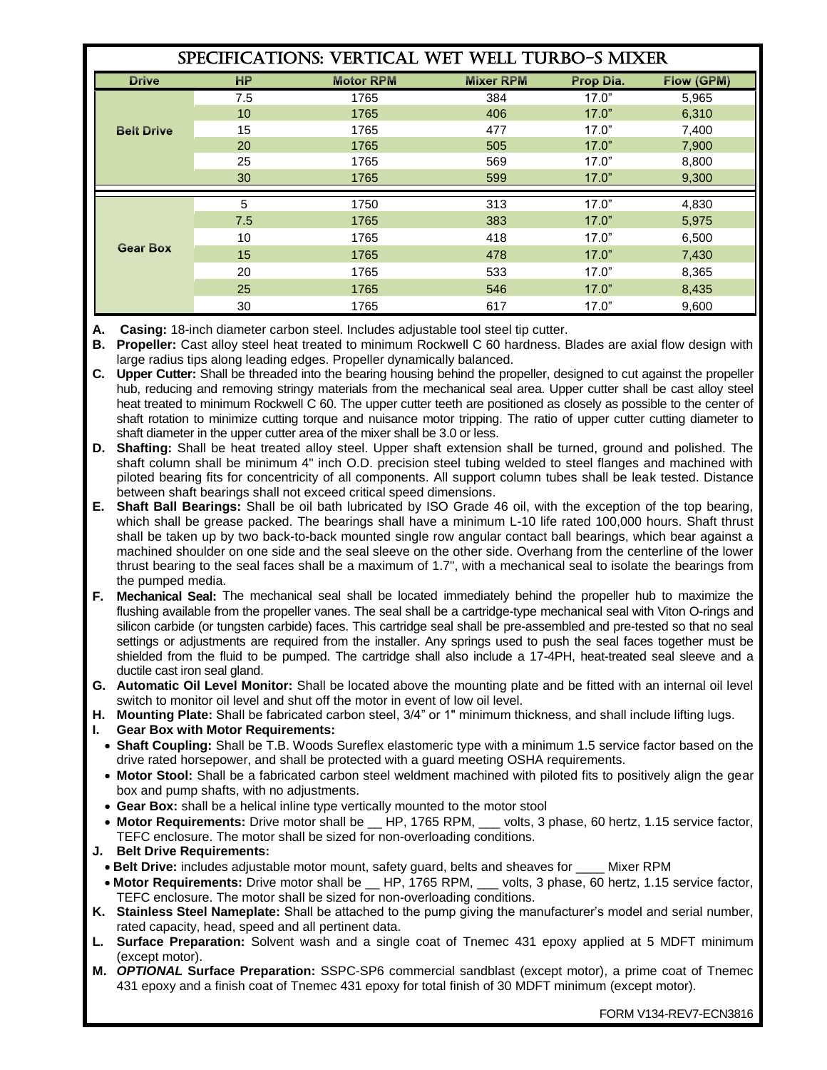# SPECIFICATIONS: VERTICAL WET WELL TURBO-S MIXER

| Drive | HP | Motor RPM | Mixer RPM | Prop Dia. | Flow (GPM) |
|---|---|---|---|---|---|
| Belt Drive | 7.5 | 1765 | 384 | 17.0" | 5,965 |
| | 10 | 1765 | 406 | 17.0" | 6,310 |
| | 15 | 1765 | 477 | 17.0" | 7,400 |
| | 20 | 1765 | 505 | 17.0" | 7,900 |
| | 25 | 1765 | 569 | 17.0" | 8,800 |
| | 30 | 1765 | 599 | 17.0" | 9,300 |
| Gear Box | 5 | 1750 | 313 | 17.0" | 4,830 |
| | 7.5 | 1765 | 383 | 17.0" | 5,975 |
| | 10 | 1765 | 418 | 17.0" | 6,500 |
| | 15 | 1765 | 478 | 17.0" | 7,430 |
| | 20 | 1765 | 533 | 17.0" | 8,365 |
| | 25 | 1765 | 546 | 17.0" | 8,435 |
| | 30 | 1765 | 617 | 17.0" | 9,600 |

**A. Casing:** 18-inch diameter carbon steel. Includes adjustable tool steel tip cutter.

**B. Propeller:** Cast alloy steel heat treated to minimum Rockwell C 60 hardness. Blades are axial flow design with large radius tips along leading edges. Propeller dynamically balanced.

**C. Upper Cutter:** Shall be threaded into the bearing housing behind the propeller, designed to cut against the propeller hub, reducing and removing stringy materials from the mechanical seal area. Upper cutter shall be cast alloy steel heat treated to minimum Rockwell C 60. The upper cutter teeth are positioned as closely as possible to the center of shaft rotation to minimize cutting torque and nuisance motor tripping. The ratio of upper cutter cutting diameter to shaft diameter in the upper cutter area of the mixer shall be 3.0 or less.

**D. Shafting:** Shall be heat treated alloy steel. Upper shaft extension shall be turned, ground and polished. The shaft column shall be minimum 4" inch O.D. precision steel tubing welded to steel flanges and machined with piloted bearing fits for concentricity of all components. All support column tubes shall be leak tested. Distance between shaft bearings shall not exceed critical speed dimensions.

**E. Shaft Ball Bearings:** Shall be oil bath lubricated by ISO Grade 46 oil, with the exception of the top bearing, which shall be grease packed. The bearings shall have a minimum L-10 life rated 100,000 hours. Shaft thrust shall be taken up by two back-to-back mounted single row angular contact ball bearings, which bear against a machined shoulder on one side and the seal sleeve on the other side. Overhang from the centerline of the lower thrust bearing to the seal faces shall be a maximum of 1.7", with a mechanical seal to isolate the bearings from the pumped media.

**F. Mechanical Seal:** The mechanical seal shall be located immediately behind the propeller hub to maximize the flushing available from the propeller vanes. The seal shall be a cartridge-type mechanical seal with Viton O-rings and silicon carbide (or tungsten carbide) faces. This cartridge seal shall be pre-assembled and pre-tested so that no seal settings or adjustments are required from the installer. Any springs used to push the seal faces together must be shielded from the fluid to be pumped. The cartridge shall also include a 17-4PH, heat-treated seal sleeve and a ductile cast iron seal gland.

**G. Automatic Oil Level Monitor:** Shall be located above the mounting plate and be fitted with an internal oil level switch to monitor oil level and shut off the motor in event of low oil level.

**H. Mounting Plate:** Shall be fabricated carbon steel, 3/4" or 1" minimum thickness, and shall include lifting lugs.

**I. Gear Box with Motor Requirements:**

- **Shaft Coupling:** Shall be T.B. Woods Sureflex elastomeric type with a minimum 1.5 service factor based on the drive rated horsepower, and shall be protected with a guard meeting OSHA requirements.
- **Motor Stool:** Shall be a fabricated carbon steel weldment machined with piloted fits to positively align the gear box and pump shafts, with no adjustments.
- **Gear Box:** shall be a helical inline type vertically mounted to the motor stool
- **Motor Requirements:** Drive motor shall be __ HP, 1765 RPM, ___ volts, 3 phase, 60 hertz, 1.15 service factor, TEFC enclosure. The motor shall be sized for non-overloading conditions.

**J. Belt Drive Requirements:**

- **Belt Drive:** includes adjustable motor mount, safety guard, belts and sheaves for ____ Mixer RPM
- **Motor Requirements:** Drive motor shall be __ HP, 1765 RPM, ___ volts, 3 phase, 60 hertz, 1.15 service factor, TEFC enclosure. The motor shall be sized for non-overloading conditions.

**K. Stainless Steel Nameplate:** Shall be attached to the pump giving the manufacturer's model and serial number, rated capacity, head, speed and all pertinent data.

**L. Surface Preparation:** Solvent wash and a single coat of Tnemec 431 epoxy applied at 5 MDFT minimum (except motor).

**M. *OPTIONAL* Surface Preparation:** SSPC-SP6 commercial sandblast (except motor), a prime coat of Tnemec 431 epoxy and a finish coat of Tnemec 431 epoxy for total finish of 30 MDFT minimum (except motor).

FORM V134-REV7-ECN3816